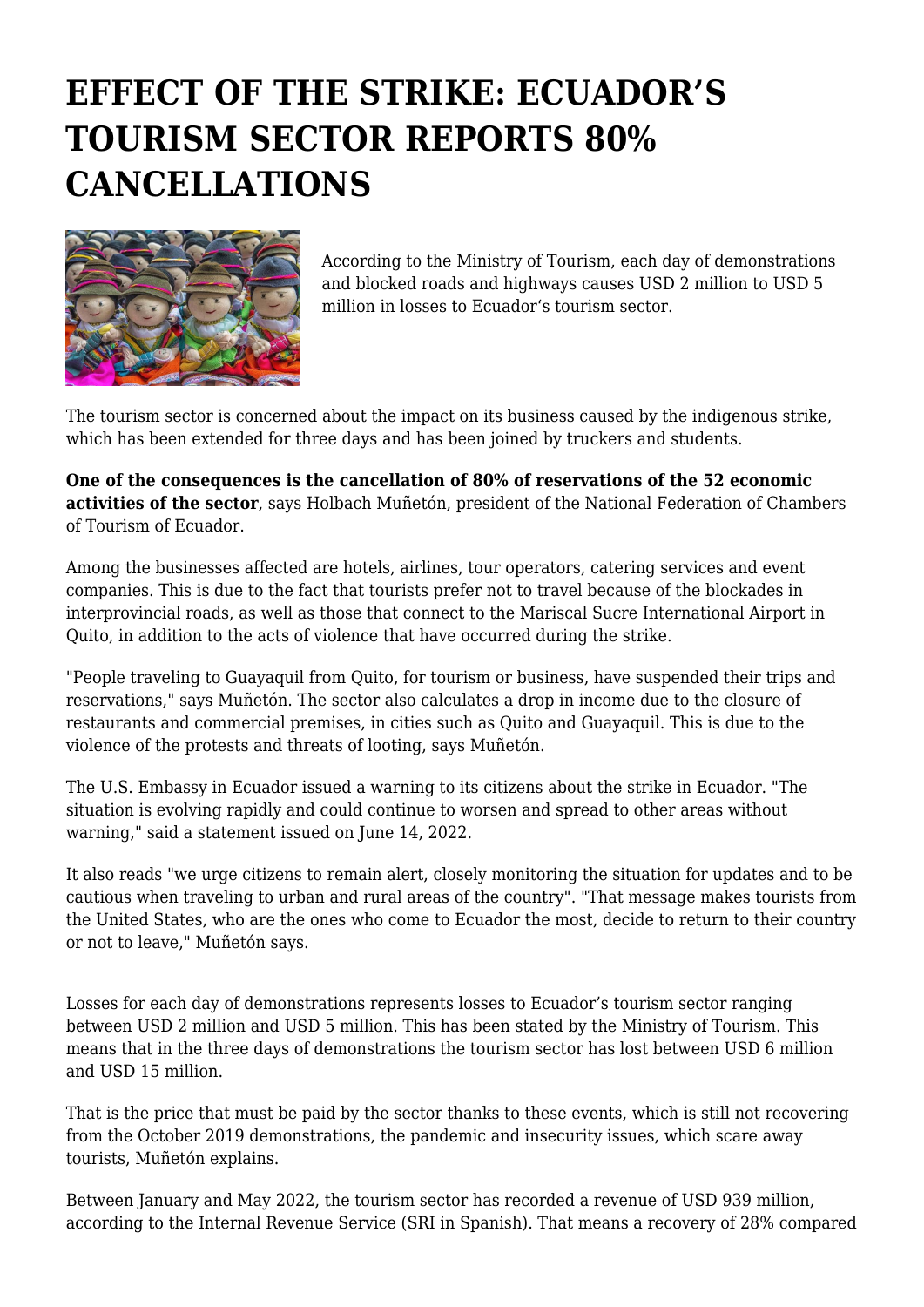# EFFECT OF THE STRIKE: ECUADOR'S TOURISM SECTOR REPORTS 80% CANCELLATIONS

According to the Ministry of Tourism, each day of demonstrations and blocked roads and highways causes USD 2 million to USD 5 million in losses to Ecuador's tourism sector.

The tourism sector is concerned about the impact on its business caused by the indigenous strike, which has been extended for three days and has been joined by truckers and students.

**One of the consequences is the cancellation of 80% of reservations of the 52 economic activities of the sector**, says Holbach Muñetón, president of the National Federation of Chambers of Tourism of Ecuador.

Among the businesses affected are hotels, airlines, tour operators, catering services and event companies. This is due to the fact that tourists prefer not to travel because of the blockades in interprovincial roads, as well as those that connect to the Mariscal Sucre International Airport in Quito, in addition to the acts of violence that have occurred during the strike.

"People traveling to Guayaquil from Quito, for tourism or business, have suspended their trips and reservations," says Muñetón. The sector also calculates a drop in income due to the closure of restaurants and commercial premises, in cities such as Quito and Guayaquil. This is due to the violence of the protests and threats of looting, says Muñetón.

The U.S. Embassy in Ecuador issued a warning to its citizens about the strike in Ecuador. "The situation is evolving rapidly and could continue to worsen and spread to other areas without warning," said a statement issued on June 14, 2022.

It also reads "we urge citizens to remain alert, closely monitoring the situation for updates and to be cautious when traveling to urban and rural areas of the country". "That message makes tourists from the United States, who are the ones who come to Ecuador the most, decide to return to their country or not to leave," Muñetón says.

Losses for each day of demonstrations represents losses to Ecuador's tourism sector ranging between USD 2 million and USD 5 million. This has been stated by the Ministry of Tourism. This means that in the three days of demonstrations the tourism sector has lost between USD 6 million and USD 15 million.

That is the price that must be paid by the sector thanks to these events, which is still not recovering from the October 2019 demonstrations, the pandemic and insecurity issues, which scare away tourists, Muñetón explains.

Between January and May 2022, the tourism sector has recorded a revenue of USD 939 million, according to the Internal Revenue Service (SRI in Spanish). That means a recovery of 28% compared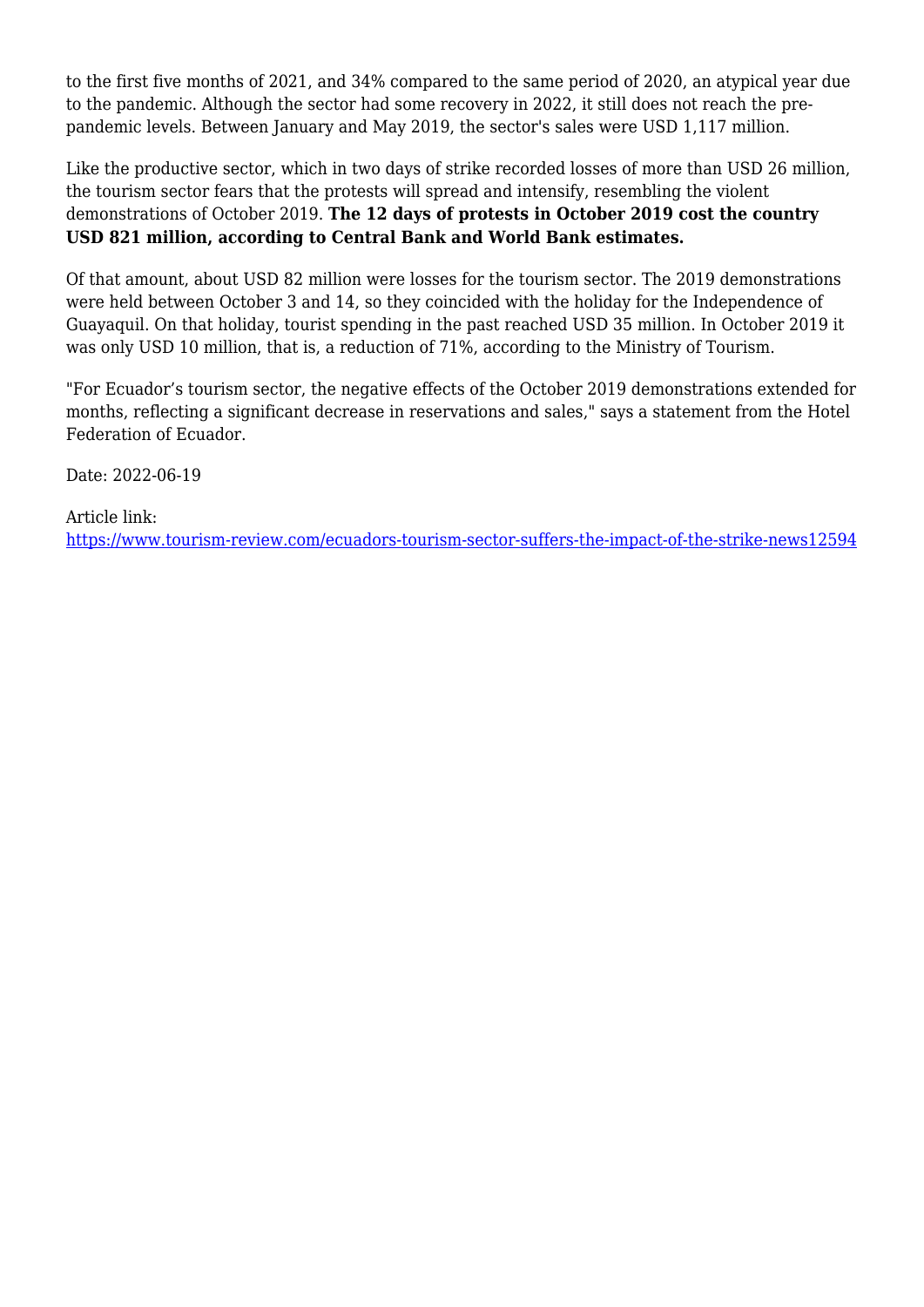to the first five months of 2021, and 34% compared to the same period of 2020, an atypical year due to the pandemic. Although the sector had some recovery in 2022, it still does not reach the pre-pandemic levels. Between January and May 2019, the sector's sales were USD 1,117 million.

Like the productive sector, which in two days of strike recorded losses of more than USD 26 million, the tourism sector fears that the protests will spread and intensify, resembling the violent demonstrations of October 2019. **The 12 days of protests in October 2019 cost the country USD 821 million, according to Central Bank and World Bank estimates.**

Of that amount, about USD 82 million were losses for the tourism sector. The 2019 demonstrations were held between October 3 and 14, so they coincided with the holiday for the Independence of Guayaquil. On that holiday, tourist spending in the past reached USD 35 million. In October 2019 it was only USD 10 million, that is, a reduction of 71%, according to the Ministry of Tourism.

"For Ecuador's tourism sector, the negative effects of the October 2019 demonstrations extended for months, reflecting a significant decrease in reservations and sales," says a statement from the Hotel Federation of Ecuador.

Date: 2022-06-19

Article link:
[https://www.tourism-review.com/ecuadors-tourism-sector-suffers-the-impact-of-the-strike-news12594](https://www.tourism-review.com/ecuadors-tourism-sector-suffers-the-impact-of-the-strike-news12594)